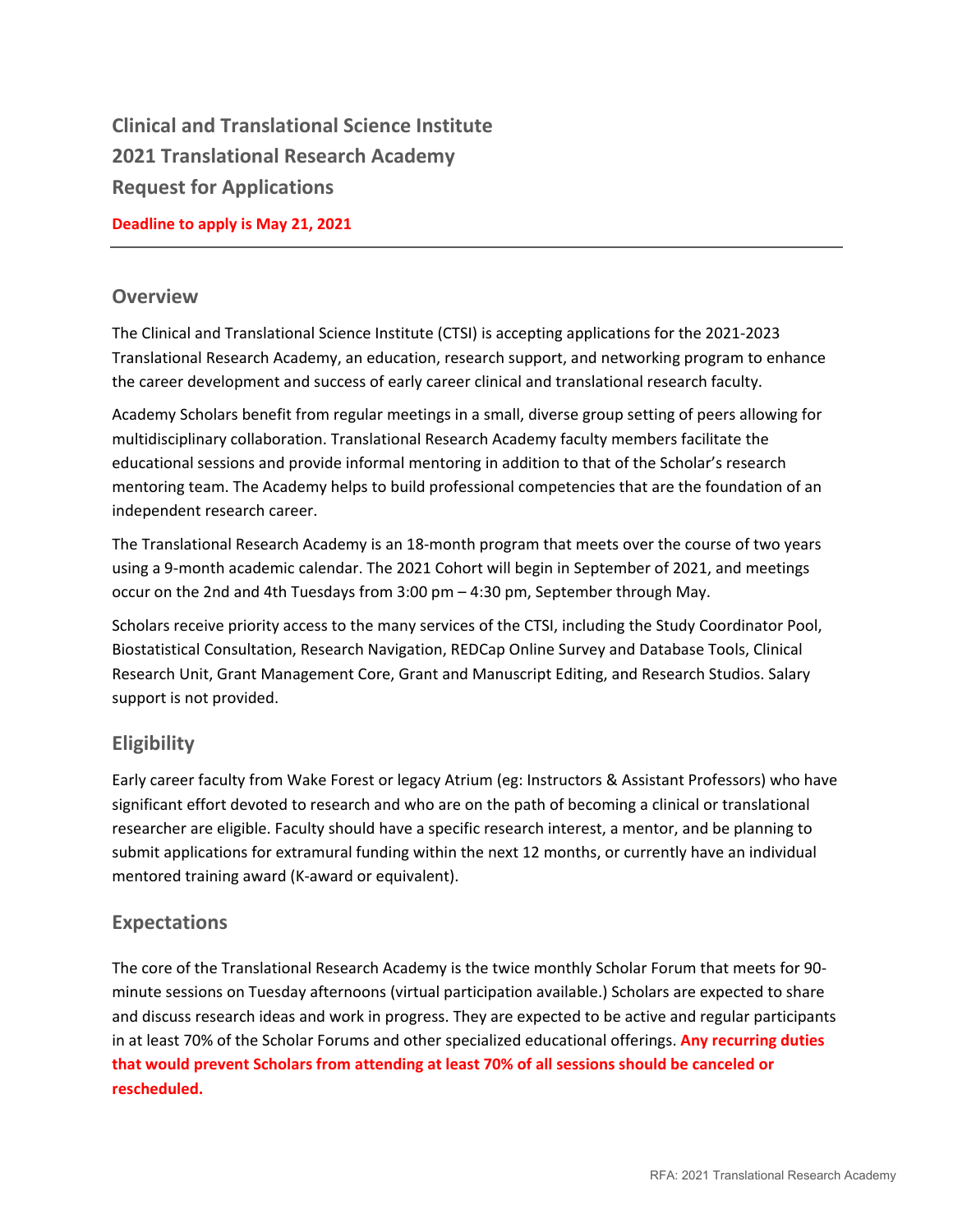# Clinical and Translational Science Institute
# 2021 Translational Research Academy
# Request for Applications

**Deadline to apply is May 21, 2021**

---

## Overview

The Clinical and Translational Science Institute (CTSI) is accepting applications for the 2021-2023 Translational Research Academy, an education, research support, and networking program to enhance the career development and success of early career clinical and translational research faculty.

Academy Scholars benefit from regular meetings in a small, diverse group setting of peers allowing for multidisciplinary collaboration. Translational Research Academy faculty members facilitate the educational sessions and provide informal mentoring in addition to that of the Scholar's research mentoring team. The Academy helps to build professional competencies that are the foundation of an independent research career.

The Translational Research Academy is an 18-month program that meets over the course of two years using a 9-month academic calendar. The 2021 Cohort will begin in September of 2021, and meetings occur on the 2nd and 4th Tuesdays from 3:00 pm – 4:30 pm, September through May.

Scholars receive priority access to the many services of the CTSI, including the Study Coordinator Pool, Biostatistical Consultation, Research Navigation, REDCap Online Survey and Database Tools, Clinical Research Unit, Grant Management Core, Grant and Manuscript Editing, and Research Studios. Salary support is not provided.

## Eligibility

Early career faculty from Wake Forest or legacy Atrium (eg: Instructors & Assistant Professors) who have significant effort devoted to research and who are on the path of becoming a clinical or translational researcher are eligible. Faculty should have a specific research interest, a mentor, and be planning to submit applications for extramural funding within the next 12 months, or currently have an individual mentored training award (K-award or equivalent).

## Expectations

The core of the Translational Research Academy is the twice monthly Scholar Forum that meets for 90-minute sessions on Tuesday afternoons (virtual participation available.) Scholars are expected to share and discuss research ideas and work in progress. They are expected to be active and regular participants in at least 70% of the Scholar Forums and other specialized educational offerings. **Any recurring duties that would prevent Scholars from attending at least 70% of all sessions should be canceled or rescheduled.**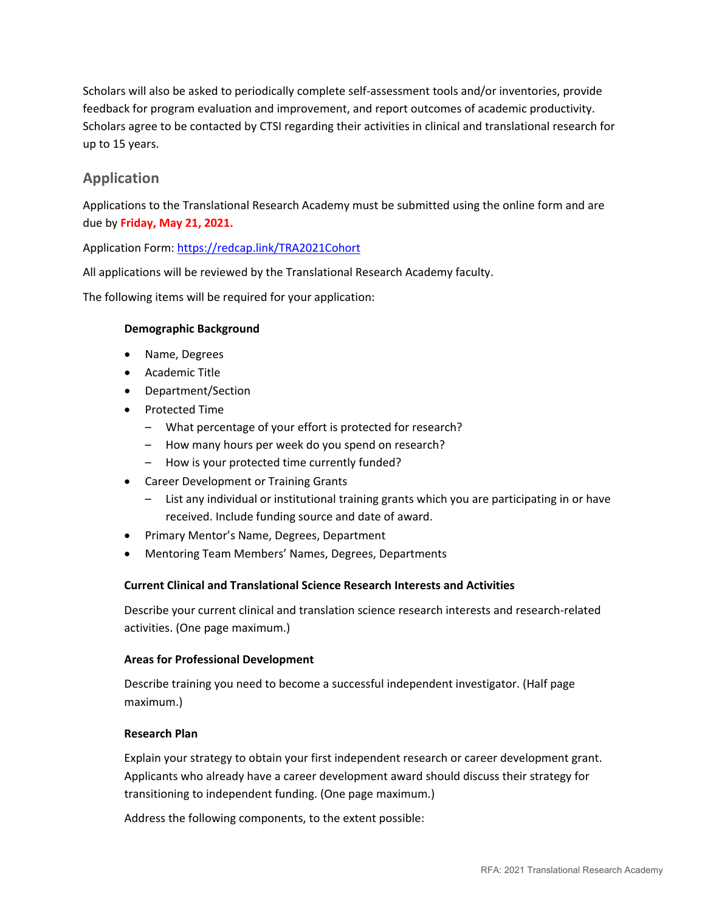Scholars will also be asked to periodically complete self-assessment tools and/or inventories, provide feedback for program evaluation and improvement, and report outcomes of academic productivity. Scholars agree to be contacted by CTSI regarding their activities in clinical and translational research for up to 15 years.

## Application

Applications to the Translational Research Academy must be submitted using the online form and are due by **Friday, May 21, 2021.**

Application Form: https://redcap.link/TRA2021Cohort

All applications will be reviewed by the Translational Research Academy faculty.

The following items will be required for your application:

**Demographic Background**

- Name, Degrees
- Academic Title
- Department/Section
- Protected Time
  - What percentage of your effort is protected for research?
  - How many hours per week do you spend on research?
  - How is your protected time currently funded?
- Career Development or Training Grants
  - List any individual or institutional training grants which you are participating in or have received. Include funding source and date of award.
- Primary Mentor's Name, Degrees, Department
- Mentoring Team Members' Names, Degrees, Departments

**Current Clinical and Translational Science Research Interests and Activities**

Describe your current clinical and translation science research interests and research-related activities. (One page maximum.)

**Areas for Professional Development**

Describe training you need to become a successful independent investigator. (Half page maximum.)

**Research Plan**

Explain your strategy to obtain your first independent research or career development grant. Applicants who already have a career development award should discuss their strategy for transitioning to independent funding. (One page maximum.)

Address the following components, to the extent possible: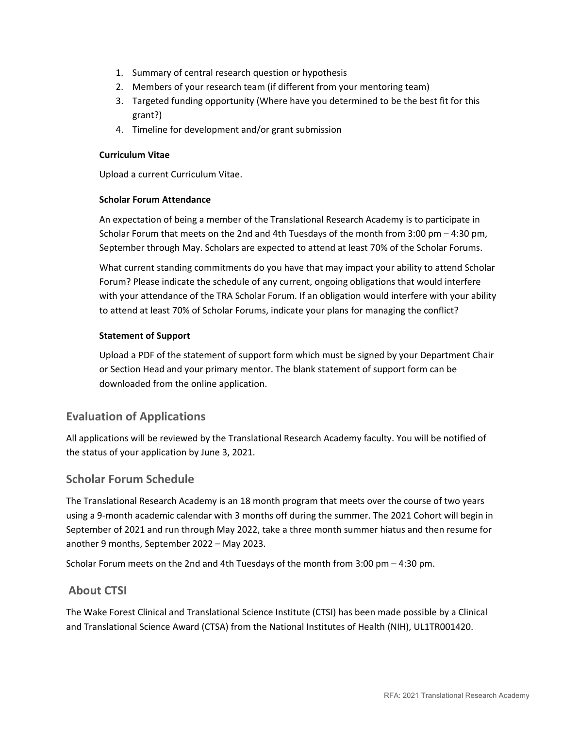1. Summary of central research question or hypothesis
2. Members of your research team (if different from your mentoring team)
3. Targeted funding opportunity (Where have you determined to be the best fit for this grant?)
4. Timeline for development and/or grant submission

### Curriculum Vitae

Upload a current Curriculum Vitae.

### Scholar Forum Attendance

An expectation of being a member of the Translational Research Academy is to participate in Scholar Forum that meets on the 2nd and 4th Tuesdays of the month from 3:00 pm – 4:30 pm, September through May. Scholars are expected to attend at least 70% of the Scholar Forums.

What current standing commitments do you have that may impact your ability to attend Scholar Forum? Please indicate the schedule of any current, ongoing obligations that would interfere with your attendance of the TRA Scholar Forum. If an obligation would interfere with your ability to attend at least 70% of Scholar Forums, indicate your plans for managing the conflict?

### Statement of Support

Upload a PDF of the statement of support form which must be signed by your Department Chair or Section Head and your primary mentor. The blank statement of support form can be downloaded from the online application.

## Evaluation of Applications

All applications will be reviewed by the Translational Research Academy faculty. You will be notified of the status of your application by June 3, 2021.

## Scholar Forum Schedule

The Translational Research Academy is an 18 month program that meets over the course of two years using a 9-month academic calendar with 3 months off during the summer. The 2021 Cohort will begin in September of 2021 and run through May 2022, take a three month summer hiatus and then resume for another 9 months, September 2022 – May 2023.

Scholar Forum meets on the 2nd and 4th Tuesdays of the month from 3:00 pm – 4:30 pm.

## About CTSI

The Wake Forest Clinical and Translational Science Institute (CTSI) has been made possible by a Clinical and Translational Science Award (CTSA) from the National Institutes of Health (NIH), UL1TR001420.